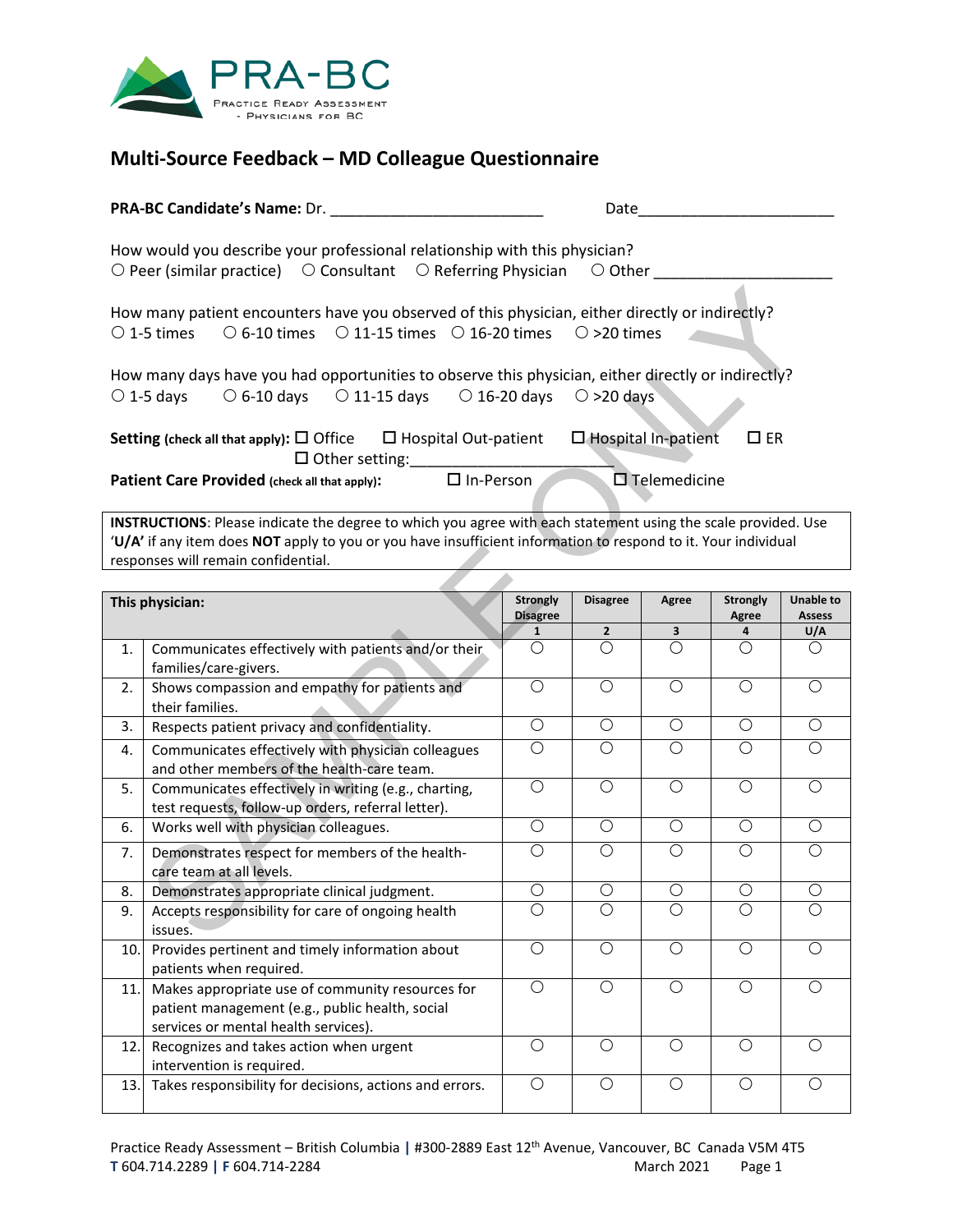PRA-BC
Practice Ready Assessment - Physicians for BC

# Multi-Source Feedback – MD Colleague Questionnaire

**PRA-BC Candidate's Name:** Dr. _________________________ Date_______________________

How would you describe your professional relationship with this physician?
○ Peer (similar practice) ○ Consultant ○ Referring Physician ○ Other ____________________

How many patient encounters have you observed of this physician, either directly or indirectly?
○ 1-5 times ○ 6-10 times ○ 11-15 times ○ 16-20 times ○ >20 times

How many days have you had opportunities to observe this physician, either directly or indirectly?
○ 1-5 days ○ 6-10 days ○ 11-15 days ○ 16-20 days ○ >20 days

**Setting (check all that apply):** ☐ Office ☐ Hospital Out-patient ☐ Hospital In-patient ☐ ER ☐ Other setting:______________________

**Patient Care Provided (check all that apply):** ☐ In-Person ☐ Telemedicine

**INSTRUCTIONS**: Please indicate the degree to which you agree with each statement using the scale provided. Use '**U/A**' if any item does **NOT** apply to you or you have insufficient information to respond to it. Your individual responses will remain confidential.

| | This physician: | Strongly Disagree 1 | Disagree 2 | Agree 3 | Strongly Agree 4 | Unable to Assess U/A |
|---|---|---|---|---|---|---|
| 1. | Communicates effectively with patients and/or their families/care-givers. | ○ | ○ | ○ | ○ | ○ |
| 2. | Shows compassion and empathy for patients and their families. | ○ | ○ | ○ | ○ | ○ |
| 3. | Respects patient privacy and confidentiality. | ○ | ○ | ○ | ○ | ○ |
| 4. | Communicates effectively with physician colleagues and other members of the health-care team. | ○ | ○ | ○ | ○ | ○ |
| 5. | Communicates effectively in writing (e.g., charting, test requests, follow-up orders, referral letter). | ○ | ○ | ○ | ○ | ○ |
| 6. | Works well with physician colleagues. | ○ | ○ | ○ | ○ | ○ |
| 7. | Demonstrates respect for members of the health-care team at all levels. | ○ | ○ | ○ | ○ | ○ |
| 8. | Demonstrates appropriate clinical judgment. | ○ | ○ | ○ | ○ | ○ |
| 9. | Accepts responsibility for care of ongoing health issues. | ○ | ○ | ○ | ○ | ○ |
| 10. | Provides pertinent and timely information about patients when required. | ○ | ○ | ○ | ○ | ○ |
| 11. | Makes appropriate use of community resources for patient management (e.g., public health, social services or mental health services). | ○ | ○ | ○ | ○ | ○ |
| 12. | Recognizes and takes action when urgent intervention is required. | ○ | ○ | ○ | ○ | ○ |
| 13. | Takes responsibility for decisions, actions and errors. | ○ | ○ | ○ | ○ | ○ |

SAMPLE ONLY

Practice Ready Assessment – British Columbia | #300-2889 East 12th Avenue, Vancouver, BC Canada V5M 4T5
T 604.714.2289 | F 604.714-2284 March 2021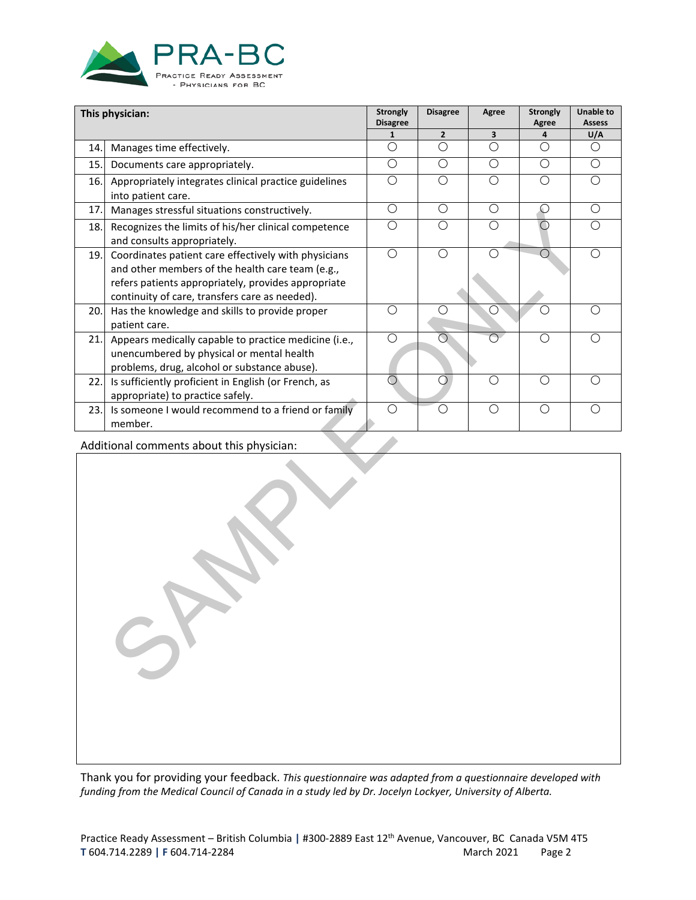| This physician: | | Strongly Disagree 1 | Disagree 2 | Agree 3 | Strongly Agree 4 | Unable to Assess U/A |
|---|---|---|---|---|---|---|
| 14. | Manages time effectively. | ◯ | ◯ | ◯ | ◯ | ◯ |
| 15. | Documents care appropriately. | ◯ | ◯ | ◯ | ◯ | ◯ |
| 16. | Appropriately integrates clinical practice guidelines into patient care. | ◯ | ◯ | ◯ | ◯ | ◯ |
| 17. | Manages stressful situations constructively. | ◯ | ◯ | ◯ | ◯ | ◯ |
| 18. | Recognizes the limits of his/her clinical competence and consults appropriately. | ◯ | ◯ | ◯ | ◯ | ◯ |
| 19. | Coordinates patient care effectively with physicians and other members of the health care team (e.g., refers patients appropriately, provides appropriate continuity of care, transfers care as needed). | ◯ | ◯ | ◯ | ◯ | ◯ |
| 20. | Has the knowledge and skills to provide proper patient care. | ◯ | ◯ | ◯ | ◯ | ◯ |
| 21. | Appears medically capable to practice medicine (i.e., unencumbered by physical or mental health problems, drug, alcohol or substance abuse). | ◯ | ◯ | ◯ | ◯ | ◯ |
| 22. | Is sufficiently proficient in English (or French, as appropriate) to practice safely. | ◯ | ◯ | ◯ | ◯ | ◯ |
| 23. | Is someone I would recommend to a friend or family member. | ◯ | ◯ | ◯ | ◯ | ◯ |

Additional comments about this physician:

Thank you for providing your feedback. *This questionnaire was adapted from a questionnaire developed with funding from the Medical Council of Canada in a study led by Dr. Jocelyn Lockyer, University of Alberta.*

Practice Ready Assessment – British Columbia | #300-2889 East 12th Avenue, Vancouver, BC Canada V5M 4T5
**T** 604.714.2289 | **F** 604.714-2284 March 2021